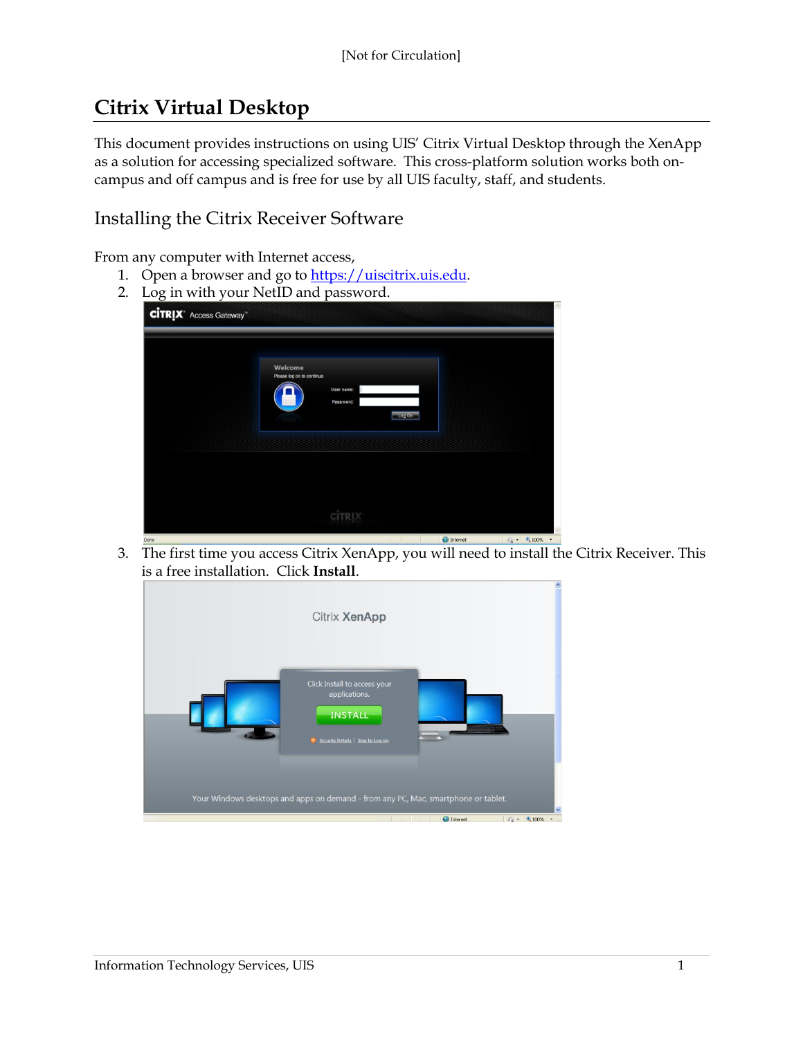[Not for Circulation]

# Citrix Virtual Desktop

This document provides instructions on using UIS' Citrix Virtual Desktop through the XenApp as a solution for accessing specialized software. This cross-platform solution works both on-campus and off campus and is free for use by all UIS faculty, staff, and students.

## Installing the Citrix Receiver Software

From any computer with Internet access,

1. Open a browser and go to https://uiscitrix.uis.edu.
2. Log in with your NetID and password.
3. The first time you access Citrix XenApp, you will need to install the Citrix Receiver. This is a free installation. Click **Install**.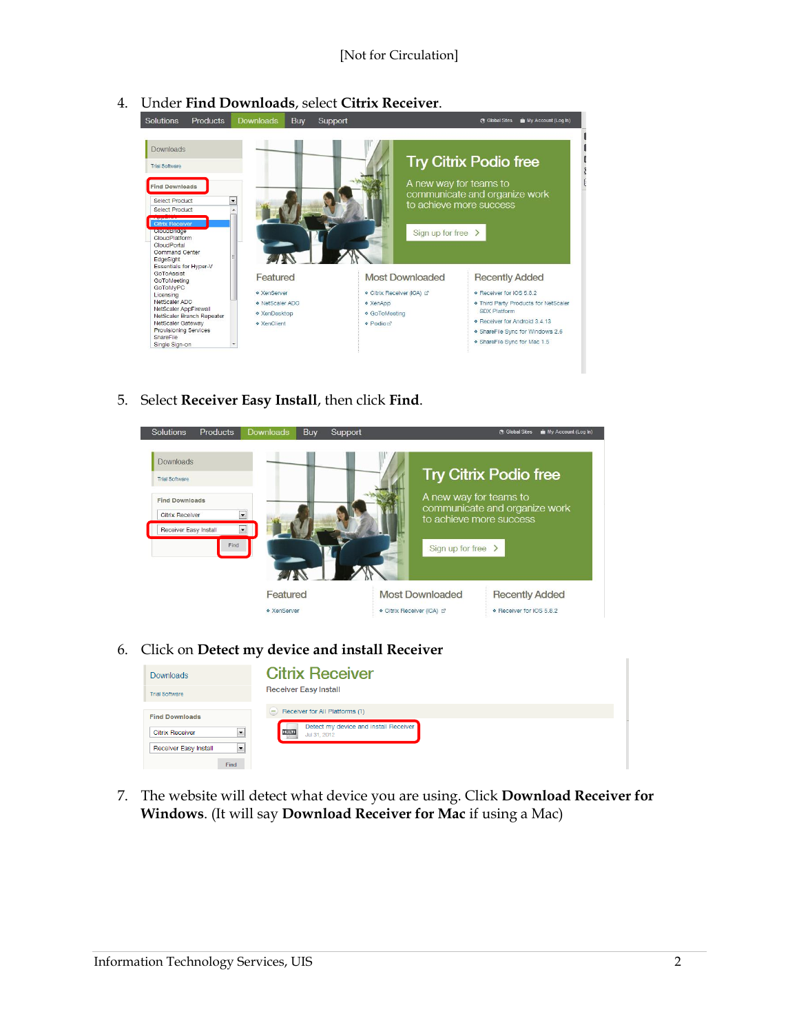4. Under **Find Downloads**, select **Citrix Receiver**.

5. Select **Receiver Easy Install**, then click **Find**.

6. Click on **Detect my device and install Receiver**

7. The website will detect what device you are using. Click **Download Receiver for Windows**. (It will say **Download Receiver for Mac** if using a Mac)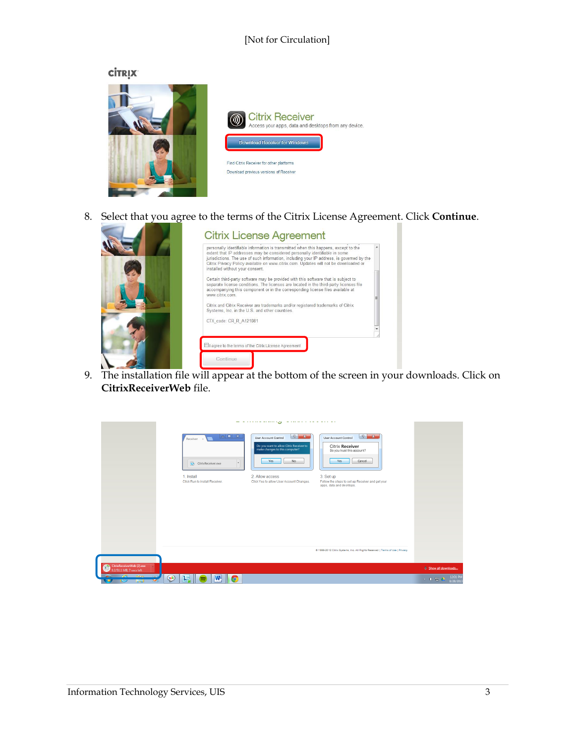[Not for Circulation]

8. Select that you agree to the terms of the Citrix License Agreement. Click **Continue**.

9. The installation file will appear at the bottom of the screen in your downloads. Click on **CitrixReceiverWeb** file.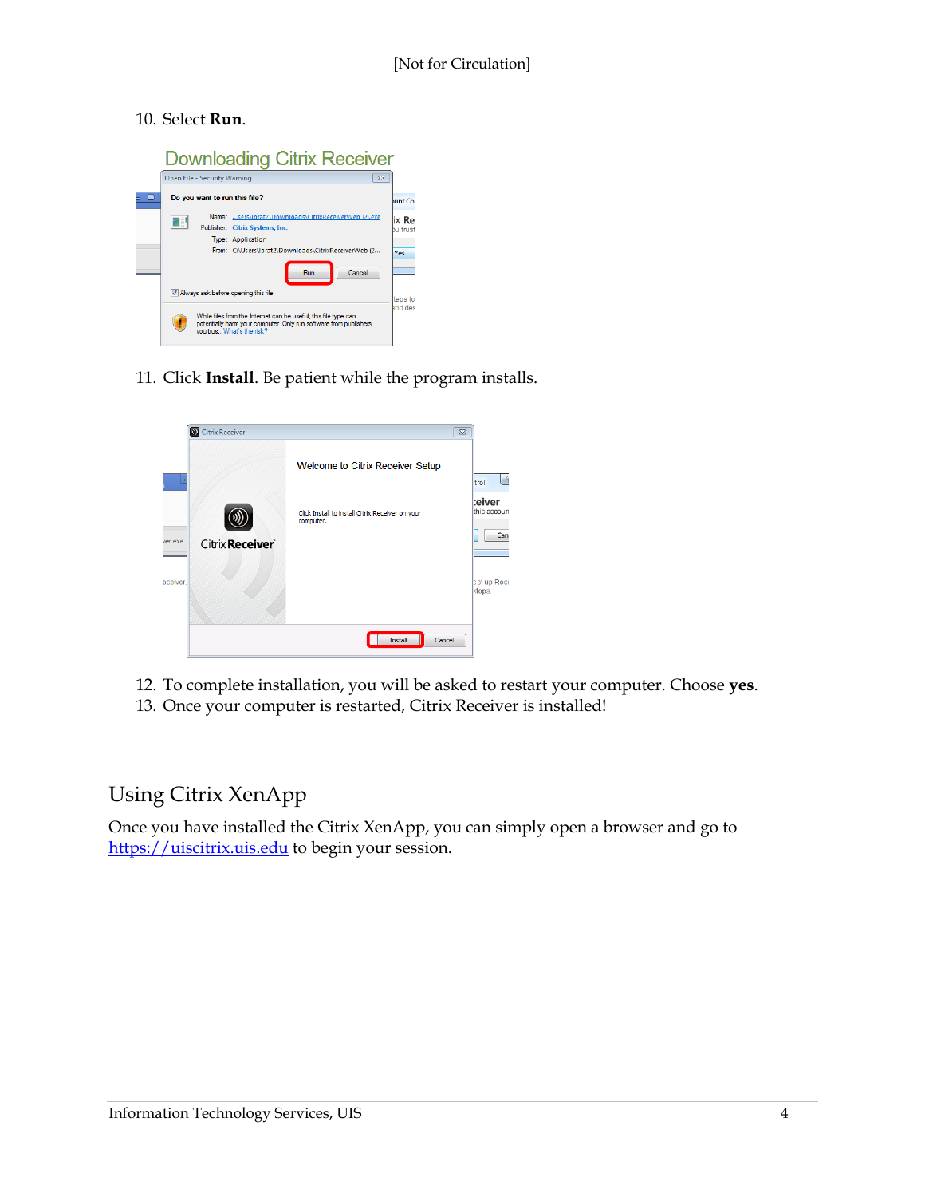10. Select **Run**.

11. Click **Install**. Be patient while the program installs.

12. To complete installation, you will be asked to restart your computer. Choose **yes**.
13. Once your computer is restarted, Citrix Receiver is installed!

## Using Citrix XenApp

Once you have installed the Citrix XenApp, you can simply open a browser and go to https://uiscitrix.uis.edu to begin your session.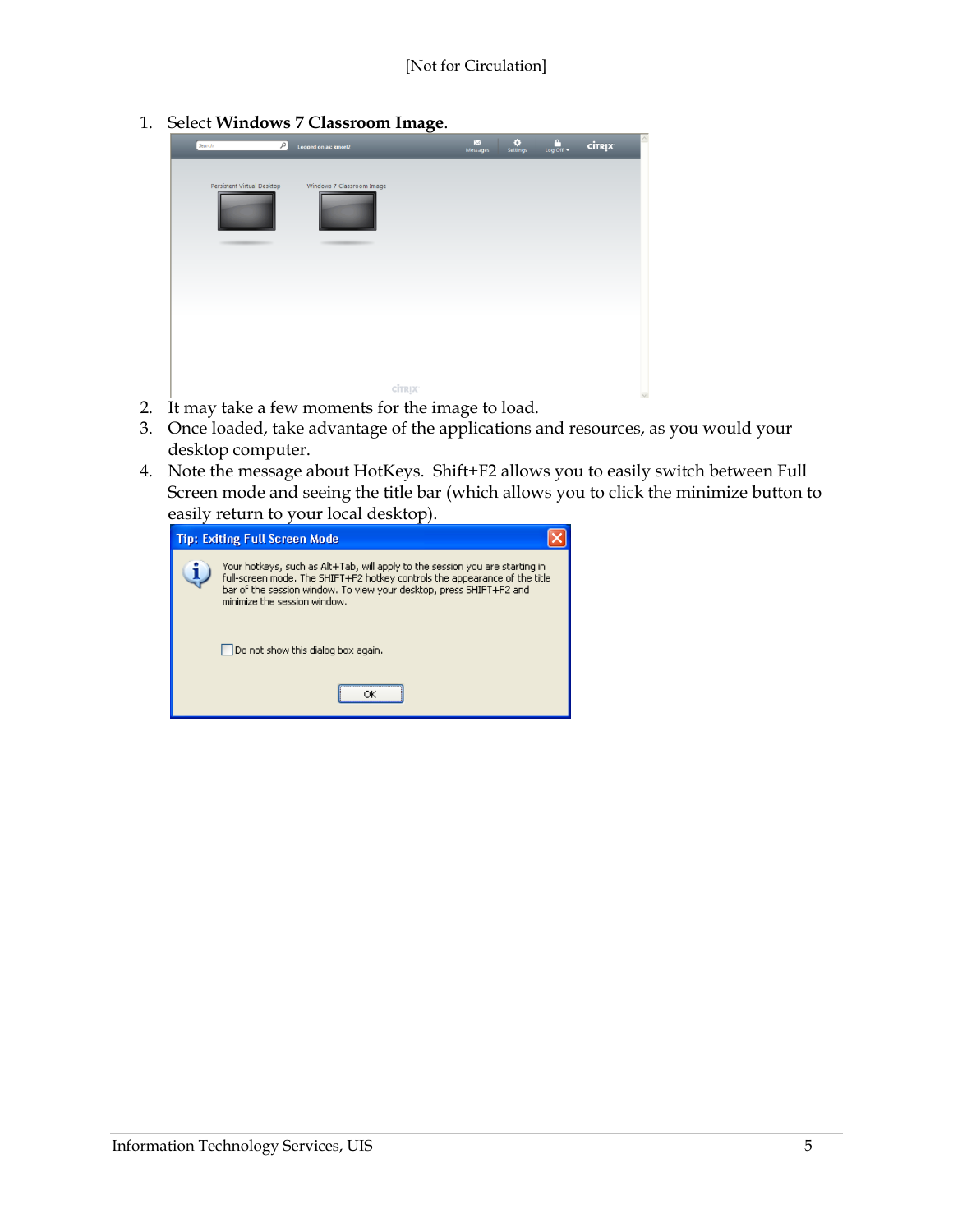1. Select **Windows 7 Classroom Image**.
2. It may take a few moments for the image to load.
3. Once loaded, take advantage of the applications and resources, as you would your desktop computer.
4. Note the message about HotKeys. Shift+F2 allows you to easily switch between Full Screen mode and seeing the title bar (which allows you to click the minimize button to easily return to your local desktop).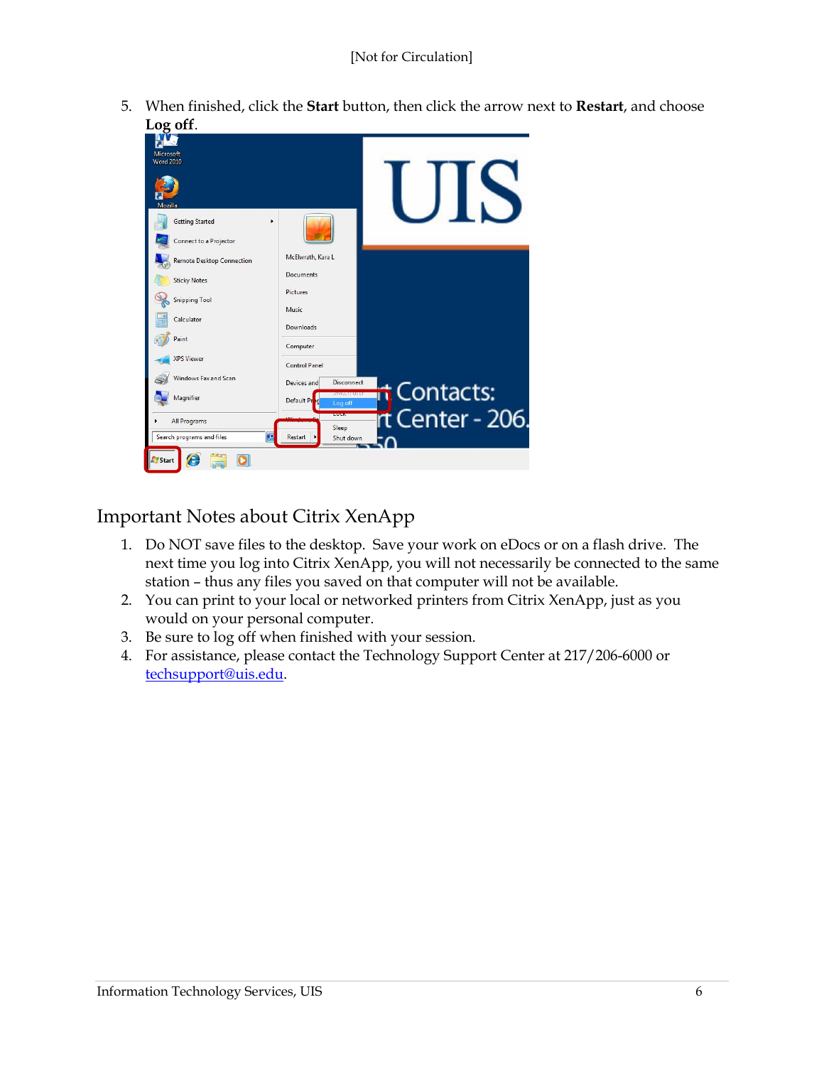5. When finished, click the **Start** button, then click the arrow next to **Restart**, and choose **Log off**.

## Important Notes about Citrix XenApp

1. Do NOT save files to the desktop. Save your work on eDocs or on a flash drive. The next time you log into Citrix XenApp, you will not necessarily be connected to the same station – thus any files you saved on that computer will not be available.
2. You can print to your local or networked printers from Citrix XenApp, just as you would on your personal computer.
3. Be sure to log off when finished with your session.
4. For assistance, please contact the Technology Support Center at 217/206-6000 or techsupport@uis.edu.